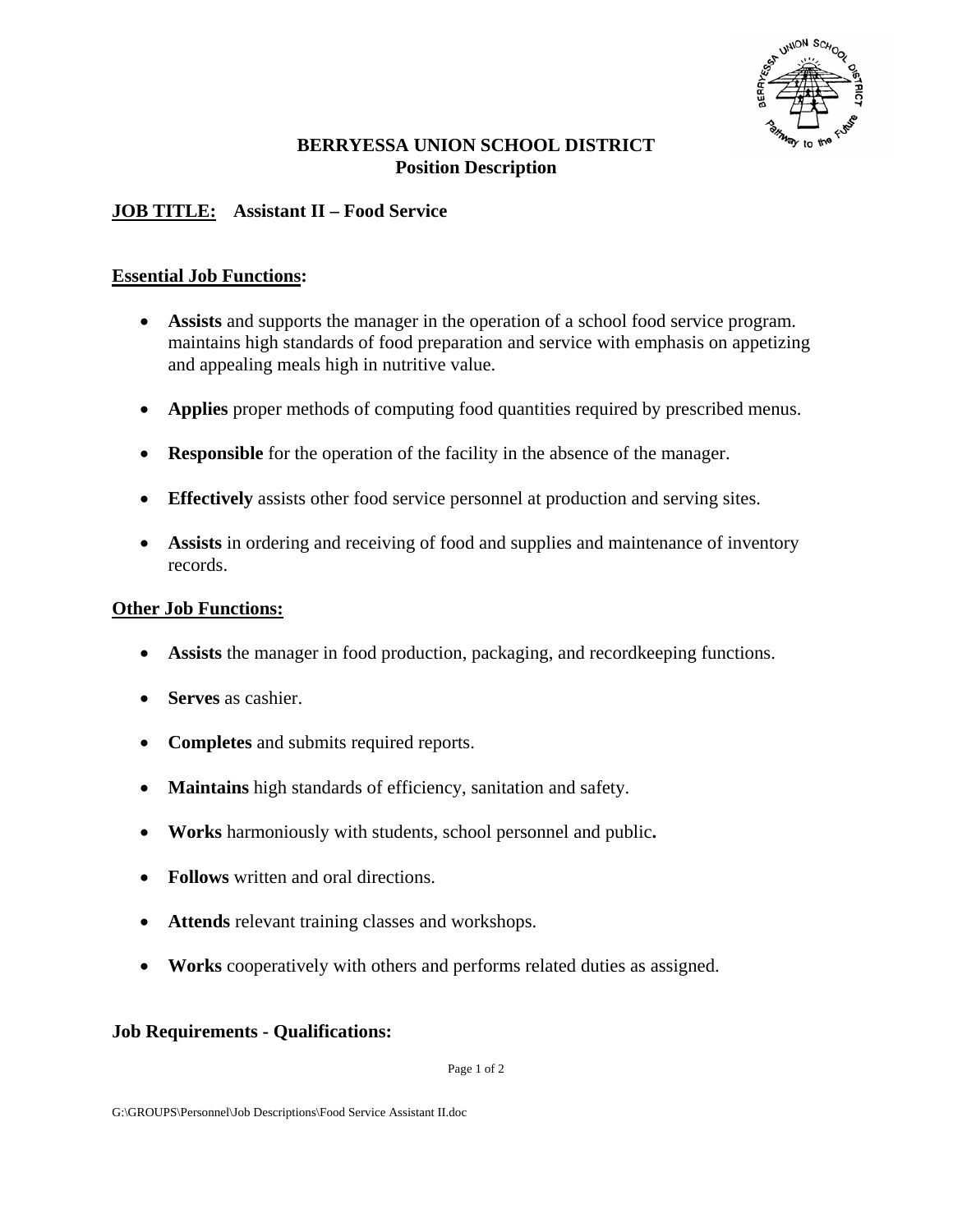**BERRYESSA UNION SCHOOL DISTRICT**
**Position Description**

**JOB TITLE: Assistant II – Food Service**

## Essential Job Functions:

- **Assists** and supports the manager in the operation of a school food service program. maintains high standards of food preparation and service with emphasis on appetizing and appealing meals high in nutritive value.
- **Applies** proper methods of computing food quantities required by prescribed menus.
- **Responsible** for the operation of the facility in the absence of the manager.
- **Effectively** assists other food service personnel at production and serving sites.
- **Assists** in ordering and receiving of food and supplies and maintenance of inventory records.

## Other Job Functions:

- **Assists** the manager in food production, packaging, and recordkeeping functions.
- **Serves** as cashier.
- **Completes** and submits required reports.
- **Maintains** high standards of efficiency, sanitation and safety.
- **Works** harmoniously with students, school personnel and public**.**
- **Follows** written and oral directions.
- **Attends** relevant training classes and workshops.
- **Works** cooperatively with others and performs related duties as assigned.

## Job Requirements - Qualifications:

G:\GROUPS\Personnel\Job Descriptions\Food Service Assistant II.doc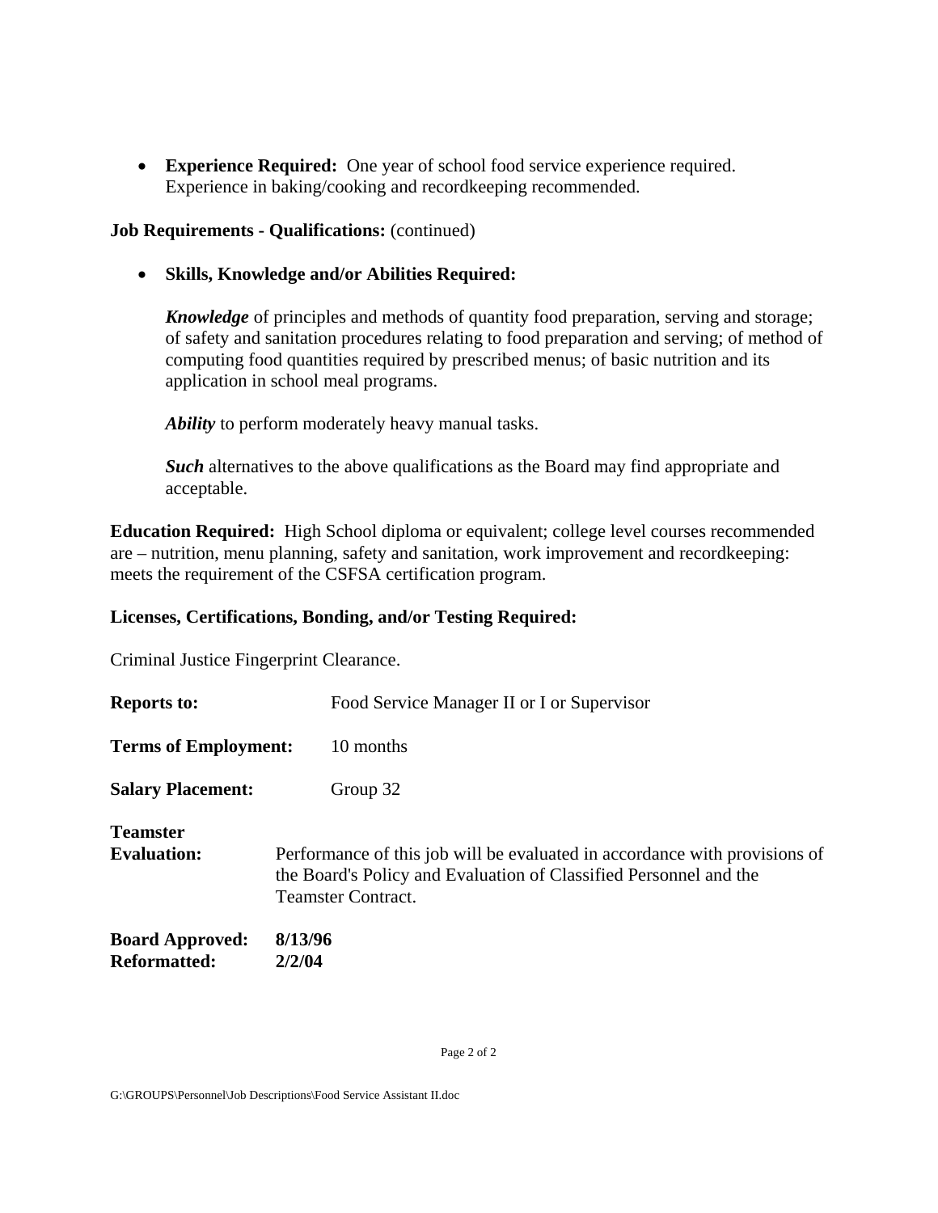- **Experience Required:** One year of school food service experience required. Experience in baking/cooking and recordkeeping recommended.

**Job Requirements - Qualifications:** (continued)

- **Skills, Knowledge and/or Abilities Required:**

  ***Knowledge*** of principles and methods of quantity food preparation, serving and storage; of safety and sanitation procedures relating to food preparation and serving; of method of computing food quantities required by prescribed menus; of basic nutrition and its application in school meal programs.

  ***Ability*** to perform moderately heavy manual tasks.

  ***Such*** alternatives to the above qualifications as the Board may find appropriate and acceptable.

**Education Required:** High School diploma or equivalent; college level courses recommended are – nutrition, menu planning, safety and sanitation, work improvement and recordkeeping: meets the requirement of the CSFSA certification program.

**Licenses, Certifications, Bonding, and/or Testing Required:**

Criminal Justice Fingerprint Clearance.

**Reports to:** Food Service Manager II or I or Supervisor

**Terms of Employment:** 10 months

**Salary Placement:** Group 32

**Teamster Evaluation:** Performance of this job will be evaluated in accordance with provisions of the Board's Policy and Evaluation of Classified Personnel and the Teamster Contract.

**Board Approved: 8/13/96**
**Reformatted: 2/2/04**

G:\GROUPS\Personnel\Job Descriptions\Food Service Assistant II.doc